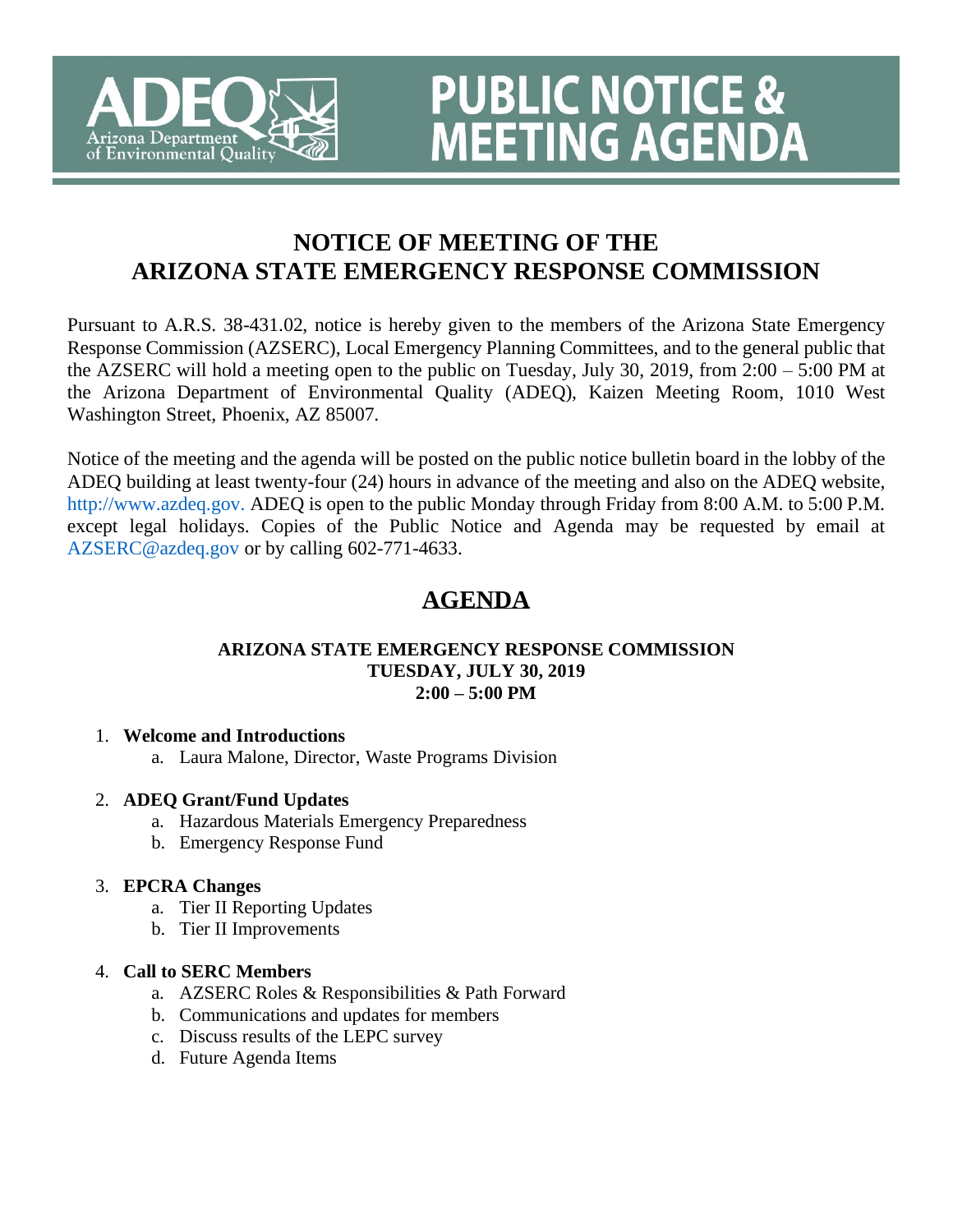# PUBLIC NOTICE & MEETING AGENDA

ADEQ Arizona Department of Environmental Quality

## NOTICE OF MEETING OF THE ARIZONA STATE EMERGENCY RESPONSE COMMISSION

Pursuant to A.R.S. 38-431.02, notice is hereby given to the members of the Arizona State Emergency Response Commission (AZSERC), Local Emergency Planning Committees, and to the general public that the AZSERC will hold a meeting open to the public on Tuesday, July 30, 2019, from 2:00 – 5:00 PM at the Arizona Department of Environmental Quality (ADEQ), Kaizen Meeting Room, 1010 West Washington Street, Phoenix, AZ 85007.

Notice of the meeting and the agenda will be posted on the public notice bulletin board in the lobby of the ADEQ building at least twenty-four (24) hours in advance of the meeting and also on the ADEQ website, http://www.azdeq.gov. ADEQ is open to the public Monday through Friday from 8:00 A.M. to 5:00 P.M. except legal holidays. Copies of the Public Notice and Agenda may be requested by email at AZSERC@azdeq.gov or by calling 602-771-4633.

## AGENDA

**ARIZONA STATE EMERGENCY RESPONSE COMMISSION**
**TUESDAY, JULY 30, 2019**
**2:00 – 5:00 PM**

1. **Welcome and Introductions**
   a. Laura Malone, Director, Waste Programs Division

2. **ADEQ Grant/Fund Updates**
   a. Hazardous Materials Emergency Preparedness
   b. Emergency Response Fund

3. **EPCRA Changes**
   a. Tier II Reporting Updates
   b. Tier II Improvements

4. **Call to SERC Members**
   a. AZSERC Roles & Responsibilities & Path Forward
   b. Communications and updates for members
   c. Discuss results of the LEPC survey
   d. Future Agenda Items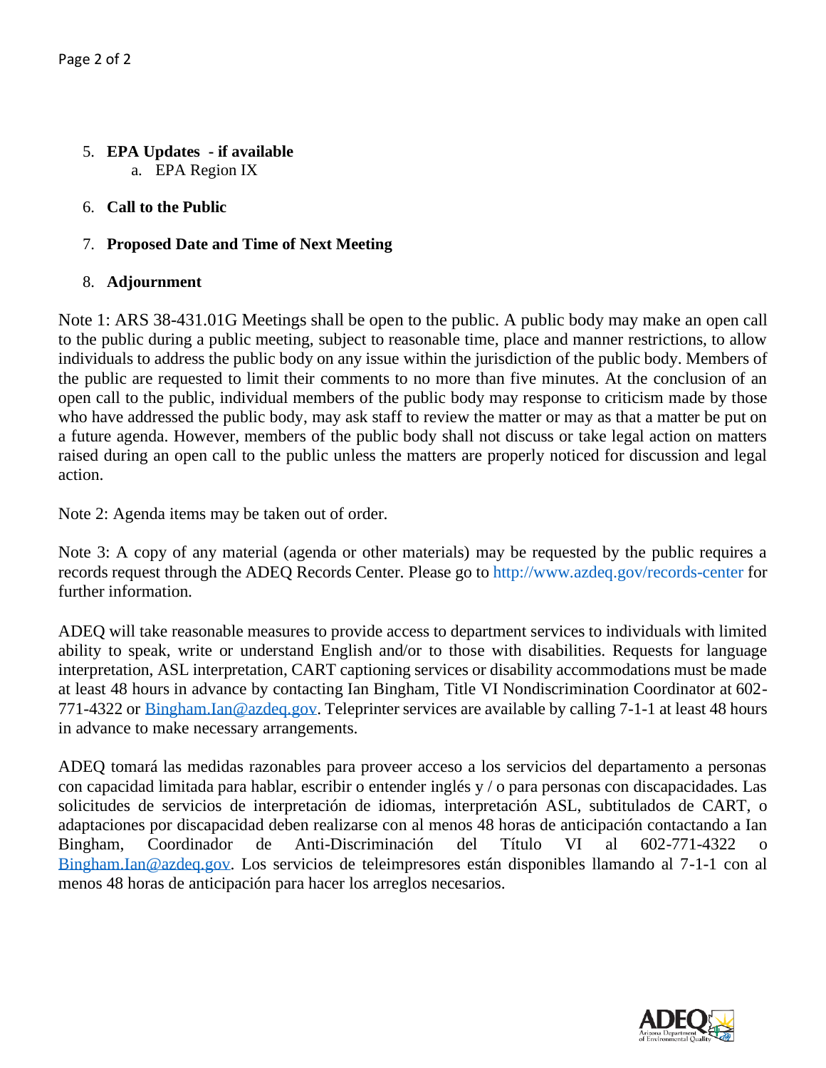5. **EPA Updates - if available**
    a. EPA Region IX

6. **Call to the Public**

7. **Proposed Date and Time of Next Meeting**

8. **Adjournment**

Note 1: ARS 38-431.01G Meetings shall be open to the public. A public body may make an open call to the public during a public meeting, subject to reasonable time, place and manner restrictions, to allow individuals to address the public body on any issue within the jurisdiction of the public body. Members of the public are requested to limit their comments to no more than five minutes. At the conclusion of an open call to the public, individual members of the public body may response to criticism made by those who have addressed the public body, may ask staff to review the matter or may as that a matter be put on a future agenda. However, members of the public body shall not discuss or take legal action on matters raised during an open call to the public unless the matters are properly noticed for discussion and legal action.

Note 2: Agenda items may be taken out of order.

Note 3: A copy of any material (agenda or other materials) may be requested by the public requires a records request through the ADEQ Records Center. Please go to http://www.azdeq.gov/records-center for further information.

ADEQ will take reasonable measures to provide access to department services to individuals with limited ability to speak, write or understand English and/or to those with disabilities. Requests for language interpretation, ASL interpretation, CART captioning services or disability accommodations must be made at least 48 hours in advance by contacting Ian Bingham, Title VI Nondiscrimination Coordinator at 602-771-4322 or Bingham.Ian@azdeq.gov. Teleprinter services are available by calling 7-1-1 at least 48 hours in advance to make necessary arrangements.

ADEQ tomará las medidas razonables para proveer acceso a los servicios del departamento a personas con capacidad limitada para hablar, escribir o entender inglés y / o para personas con discapacidades. Las solicitudes de servicios de interpretación de idiomas, interpretación ASL, subtitulados de CART, o adaptaciones por discapacidad deben realizarse con al menos 48 horas de anticipación contactando a Ian Bingham, Coordinador de Anti-Discriminación del Título VI al 602-771-4322 o Bingham.Ian@azdeq.gov. Los servicios de teleimpresores están disponibles llamando al 7-1-1 con al menos 48 horas de anticipación para hacer los arreglos necesarios.